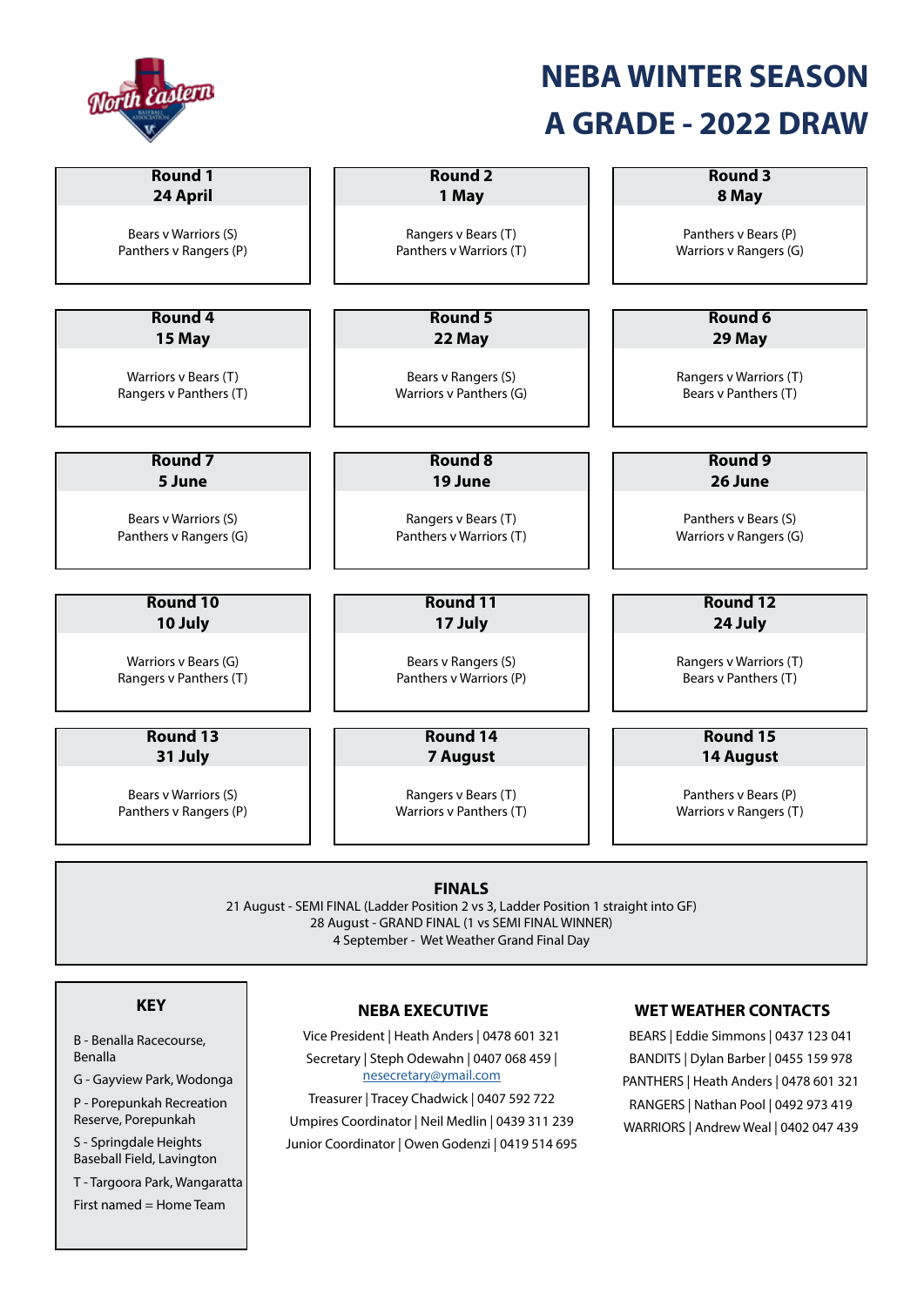# NEBA WINTER SEASON A GRADE - 2022 DRAW

| Round 1<br>24 April | Round 2<br>1 May | Round 3<br>8 May |
|---|---|---|
| Bears v Warriors (S)<br>Panthers v Rangers (P) | Rangers v Bears (T)<br>Panthers v Warriors (T) | Panthers v Bears (P)<br>Warriors v Rangers (G) |

| Round 4<br>15 May | Round 5<br>22 May | Round 6<br>29 May |
|---|---|---|
| Warriors v Bears (T)<br>Rangers v Panthers (T) | Bears v Rangers (S)<br>Warriors v Panthers (G) | Rangers v Warriors (T)<br>Bears v Panthers (T) |

| Round 7<br>5 June | Round 8<br>19 June | Round 9<br>26 June |
|---|---|---|
| Bears v Warriors (S)<br>Panthers v Rangers (G) | Rangers v Bears (T)<br>Panthers v Warriors (T) | Panthers v Bears (S)<br>Warriors v Rangers (G) |

| Round 10<br>10 July | Round 11<br>17 July | Round 12<br>24 July |
|---|---|---|
| Warriors v Bears (G)<br>Rangers v Panthers (T) | Bears v Rangers (S)<br>Panthers v Warriors (P) | Rangers v Warriors (T)<br>Bears v Panthers (T) |

| Round 13<br>31 July | Round 14<br>7 August | Round 15<br>14 August |
|---|---|---|
| Bears v Warriors (S)<br>Panthers v Rangers (P) | Rangers v Bears (T)<br>Warriors v Panthers (T) | Panthers v Bears (P)<br>Warriors v Rangers (T) |

## FINALS

21 August - SEMI FINAL (Ladder Position 2 vs 3, Ladder Position 1 straight into GF)
28 August - GRAND FINAL (1 vs SEMI FINAL WINNER)
4 September - Wet Weather Grand Final Day

### KEY

B - Benalla Racecourse, Benalla
G - Gayview Park, Wodonga
P - Porepunkah Recreation Reserve, Porepunkah
S - Springdale Heights Baseball Field, Lavington
T - Targoora Park, Wangaratta
First named = Home Team

### NEBA EXECUTIVE

Vice President | Heath Anders | 0478 601 321
Secretary | Steph Odewahn | 0407 068 459 | nesecretary@ymail.com
Treasurer | Tracey Chadwick | 0407 592 722
Umpires Coordinator | Neil Medlin | 0439 311 239
Junior Coordinator | Owen Godenzi | 0419 514 695

### WET WEATHER CONTACTS

BEARS | Eddie Simmons | 0437 123 041
BANDITS | Dylan Barber | 0455 159 978
PANTHERS | Heath Anders | 0478 601 321
RANGERS | Nathan Pool | 0492 973 419
WARRIORS | Andrew Weal | 0402 047 439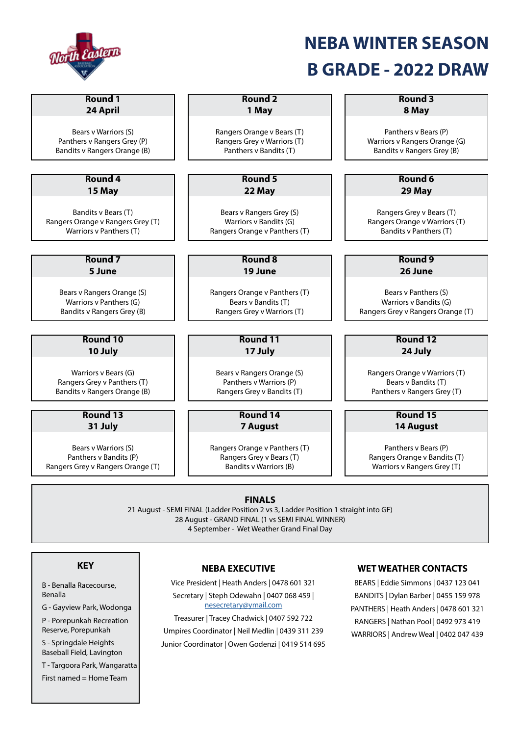# NEBA WINTER SEASON
# B GRADE - 2022 DRAW

**Round 1**
**24 April**

Bears v Warriors (S)
Panthers v Rangers Grey (P)
Bandits v Rangers Orange (B)

**Round 2**
**1 May**

Rangers Orange v Bears (T)
Rangers Grey v Warriors (T)
Panthers v Bandits (T)

**Round 3**
**8 May**

Panthers v Bears (P)
Warriors v Rangers Orange (G)
Bandits v Rangers Grey (B)

**Round 4**
**15 May**

Bandits v Bears (T)
Rangers Orange v Rangers Grey (T)
Warriors v Panthers (T)

**Round 5**
**22 May**

Bears v Rangers Grey (S)
Warriors v Bandits (G)
Rangers Orange v Panthers (T)

**Round 6**
**29 May**

Rangers Grey v Bears (T)
Rangers Orange v Warriors (T)
Bandits v Panthers (T)

**Round 7**
**5 June**

Bears v Rangers Orange (S)
Warriors v Panthers (G)
Bandits v Rangers Grey (B)

**Round 8**
**19 June**

Rangers Orange v Panthers (T)
Bears v Bandits (T)
Rangers Grey v Warriors (T)

**Round 9**
**26 June**

Bears v Panthers (S)
Warriors v Bandits (G)
Rangers Grey v Rangers Orange (T)

**Round 10**
**10 July**

Warriors v Bears (G)
Rangers Grey v Panthers (T)
Bandits v Rangers Orange (B)

**Round 11**
**17 July**

Bears v Rangers Orange (S)
Panthers v Warriors (P)
Rangers Grey v Bandits (T)

**Round 12**
**24 July**

Rangers Orange v Warriors (T)
Bears v Bandits (T)
Panthers v Rangers Grey (T)

**Round 13**
**31 July**

Bears v Warriors (S)
Panthers v Bandits (P)
Rangers Grey v Rangers Orange (T)

**Round 14**
**7 August**

Rangers Orange v Panthers (T)
Rangers Grey v Bears (T)
Bandits v Warriors (B)

**Round 15**
**14 August**

Panthers v Bears (P)
Rangers Orange v Bandits (T)
Warriors v Rangers Grey (T)

**FINALS**

21 August - SEMI FINAL (Ladder Position 2 vs 3, Ladder Position 1 straight into GF)
28 August - GRAND FINAL (1 vs SEMI FINAL WINNER)
4 September - Wet Weather Grand Final Day

**KEY**

B - Benalla Racecourse, Benalla
G - Gayview Park, Wodonga
P - Porepunkah Recreation Reserve, Porepunkah
S - Springdale Heights Baseball Field, Lavington
T - Targoora Park, Wangaratta
First named = Home Team

**NEBA EXECUTIVE**

Vice President | Heath Anders | 0478 601 321
Secretary | Steph Odewahn | 0407 068 459 | nesecretary@ymail.com
Treasurer | Tracey Chadwick | 0407 592 722
Umpires Coordinator | Neil Medlin | 0439 311 239
Junior Coordinator | Owen Godenzi | 0419 514 695

**WET WEATHER CONTACTS**

BEARS | Eddie Simmons | 0437 123 041
BANDITS | Dylan Barber | 0455 159 978
PANTHERS | Heath Anders | 0478 601 321
RANGERS | Nathan Pool | 0492 973 419
WARRIORS | Andrew Weal | 0402 047 439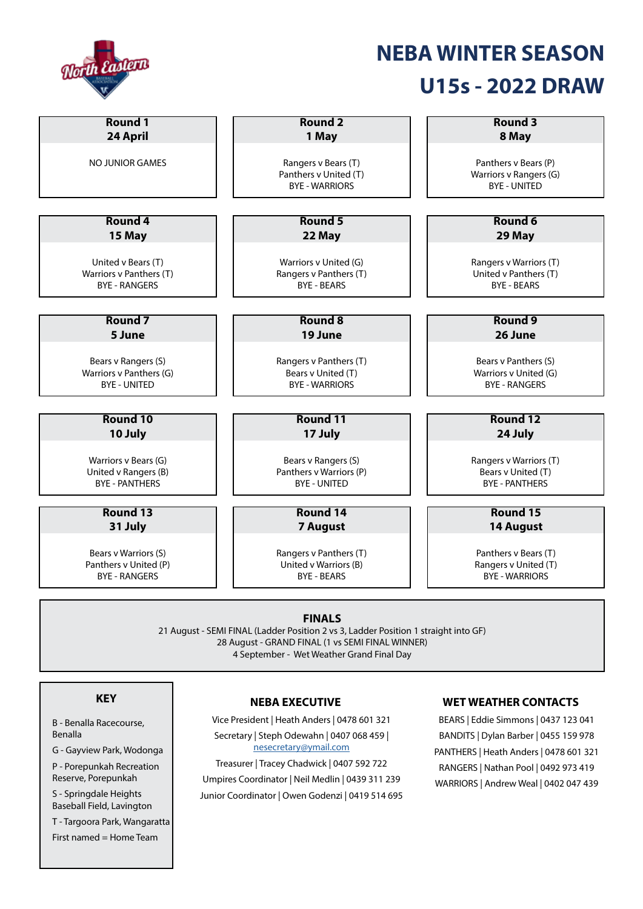# NEBA WINTER SEASON
# U15s - 2022 DRAW

**Round 1**
**24 April**

NO JUNIOR GAMES

**Round 2**
**1 May**

Rangers v Bears (T)
Panthers v United (T)
BYE - WARRIORS

**Round 3**
**8 May**

Panthers v Bears (P)
Warriors v Rangers (G)
BYE - UNITED

**Round 4**
**15 May**

United v Bears (T)
Warriors v Panthers (T)
BYE - RANGERS

**Round 5**
**22 May**

Warriors v United (G)
Rangers v Panthers (T)
BYE - BEARS

**Round 6**
**29 May**

Rangers v Warriors (T)
United v Panthers (T)
BYE - BEARS

**Round 7**
**5 June**

Bears v Rangers (S)
Warriors v Panthers (G)
BYE - UNITED

**Round 8**
**19 June**

Rangers v Panthers (T)
Bears v United (T)
BYE - WARRIORS

**Round 9**
**26 June**

Bears v Panthers (S)
Warriors v United (G)
BYE - RANGERS

**Round 10**
**10 July**

Warriors v Bears (G)
United v Rangers (B)
BYE - PANTHERS

**Round 11**
**17 July**

Bears v Rangers (S)
Panthers v Warriors (P)
BYE - UNITED

**Round 12**
**24 July**

Rangers v Warriors (T)
Bears v United (T)
BYE - PANTHERS

**Round 13**
**31 July**

Bears v Warriors (S)
Panthers v United (P)
BYE - RANGERS

**Round 14**
**7 August**

Rangers v Panthers (T)
United v Warriors (B)
BYE - BEARS

**Round 15**
**14 August**

Panthers v Bears (T)
Rangers v United (T)
BYE - WARRIORS

**FINALS**

21 August - SEMI FINAL (Ladder Position 2 vs 3, Ladder Position 1 straight into GF)
28 August - GRAND FINAL (1 vs SEMI FINAL WINNER)
4 September - Wet Weather Grand Final Day

## KEY

B - Benalla Racecourse, Benalla
G - Gayview Park, Wodonga
P - Porepunkah Recreation Reserve, Porepunkah
S - Springdale Heights Baseball Field, Lavington
T - Targoora Park, Wangaratta
First named = Home Team

## NEBA EXECUTIVE

Vice President | Heath Anders | 0478 601 321
Secretary | Steph Odewahn | 0407 068 459 | nesecretary@ymail.com
Treasurer | Tracey Chadwick | 0407 592 722
Umpires Coordinator | Neil Medlin | 0439 311 239
Junior Coordinator | Owen Godenzi | 0419 514 695

## WET WEATHER CONTACTS

BEARS | Eddie Simmons | 0437 123 041
BANDITS | Dylan Barber | 0455 159 978
PANTHERS | Heath Anders | 0478 601 321
RANGERS | Nathan Pool | 0492 973 419
WARRIORS | Andrew Weal | 0402 047 439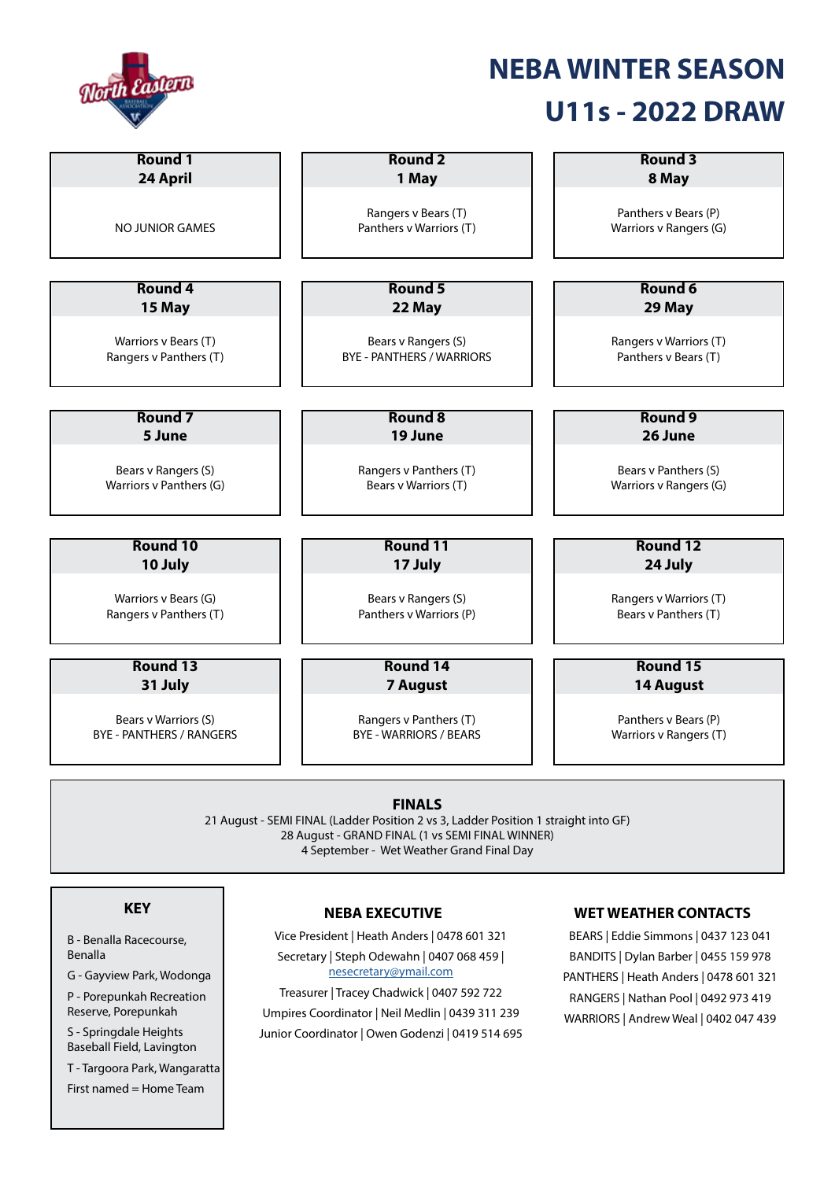# NEBA WINTER SEASON
# U11s - 2022 DRAW

| | | |
|---|---|---|
| **Round 1**<br>**24 April**<br><br>NO JUNIOR GAMES | **Round 2**<br>**1 May**<br><br>Rangers v Bears (T)<br>Panthers v Warriors (T) | **Round 3**<br>**8 May**<br><br>Panthers v Bears (P)<br>Warriors v Rangers (G) |
| **Round 4**<br>**15 May**<br><br>Warriors v Bears (T)<br>Rangers v Panthers (T) | **Round 5**<br>**22 May**<br><br>Bears v Rangers (S)<br>BYE - PANTHERS / WARRIORS | **Round 6**<br>**29 May**<br><br>Rangers v Warriors (T)<br>Panthers v Bears (T) |
| **Round 7**<br>**5 June**<br><br>Bears v Rangers (S)<br>Warriors v Panthers (G) | **Round 8**<br>**19 June**<br><br>Rangers v Panthers (T)<br>Bears v Warriors (T) | **Round 9**<br>**26 June**<br><br>Bears v Panthers (S)<br>Warriors v Rangers (G) |
| **Round 10**<br>**10 July**<br><br>Warriors v Bears (G)<br>Rangers v Panthers (T) | **Round 11**<br>**17 July**<br><br>Bears v Rangers (S)<br>Panthers v Warriors (P) | **Round 12**<br>**24 July**<br><br>Rangers v Warriors (T)<br>Bears v Panthers (T) |
| **Round 13**<br>**31 July**<br><br>Bears v Warriors (S)<br>BYE - PANTHERS / RANGERS | **Round 14**<br>**7 August**<br><br>Rangers v Panthers (T)<br>BYE - WARRIORS / BEARS | **Round 15**<br>**14 August**<br><br>Panthers v Bears (P)<br>Warriors v Rangers (T) |

## FINALS

21 August - SEMI FINAL (Ladder Position 2 vs 3, Ladder Position 1 straight into GF)
28 August - GRAND FINAL (1 vs SEMI FINAL WINNER)
4 September - Wet Weather Grand Final Day

### KEY

B - Benalla Racecourse, Benalla

G - Gayview Park, Wodonga

P - Porepunkah Recreation Reserve, Porepunkah

S - Springdale Heights Baseball Field, Lavington

T - Targoora Park, Wangaratta

First named = Home Team

### NEBA EXECUTIVE

Vice President | Heath Anders | 0478 601 321

Secretary | Steph Odewahn | 0407 068 459 | nesecretary@ymail.com

Treasurer | Tracey Chadwick | 0407 592 722

Umpires Coordinator | Neil Medlin | 0439 311 239

Junior Coordinator | Owen Godenzi | 0419 514 695

### WET WEATHER CONTACTS

BEARS | Eddie Simmons | 0437 123 041

BANDITS | Dylan Barber | 0455 159 978

PANTHERS | Heath Anders | 0478 601 321

RANGERS | Nathan Pool | 0492 973 419

WARRIORS | Andrew Weal | 0402 047 439